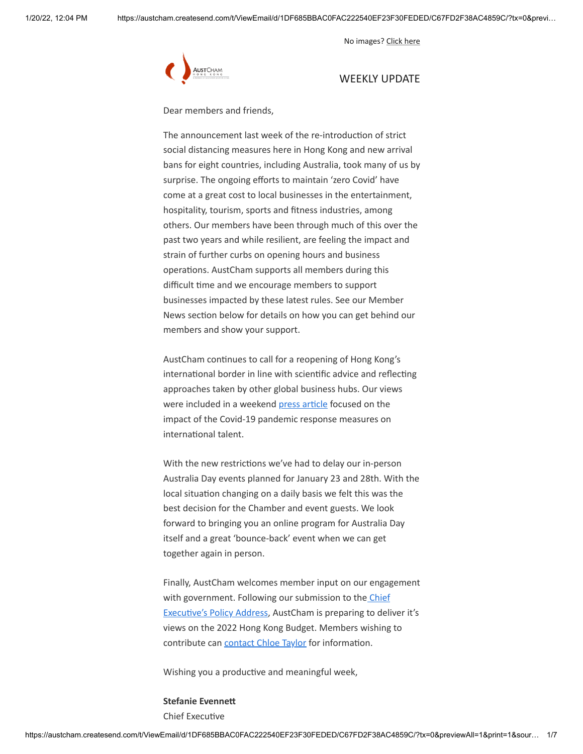No images? Click here

AUSTCHAM HONG KONG

# WEEKLY UPDATE

Dear members and friends,

The announcement last week of the re-introduction of strict social distancing measures here in Hong Kong and new arrival bans for eight countries, including Australia, took many of us by surprise. The ongoing efforts to maintain 'zero Covid' have come at a great cost to local businesses in the entertainment, hospitality, tourism, sports and fitness industries, among others. Our members have been through much of this over the past two years and while resilient, are feeling the impact and strain of further curbs on opening hours and business operations. AustCham supports all members during this difficult time and we encourage members to support businesses impacted by these latest rules. See our Member News section below for details on how you can get behind our members and show your support.

AustCham continues to call for a reopening of Hong Kong's international border in line with scientific advice and reflecting approaches taken by other global business hubs. Our views were included in a weekend press article focused on the impact of the Covid-19 pandemic response measures on international talent.

With the new restrictions we've had to delay our in-person Australia Day events planned for January 23 and 28th. With the local situation changing on a daily basis we felt this was the best decision for the Chamber and event guests. We look forward to bringing you an online program for Australia Day itself and a great 'bounce-back' event when we can get together again in person.

Finally, AustCham welcomes member input on our engagement with government. Following our submission to the Chief Executive's Policy Address, AustCham is preparing to deliver it's views on the 2022 Hong Kong Budget. Members wishing to contribute can contact Chloe Taylor for information.

Wishing you a productive and meaningful week,

**Stefanie Evennett**
Chief Executive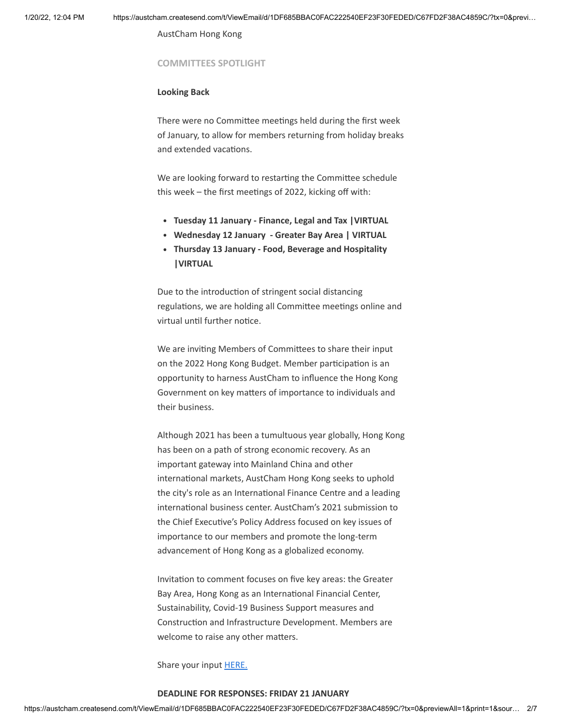AustCham Hong Kong

## COMMITTEES SPOTLIGHT

**Looking Back**

There were no Committee meetings held during the first week of January, to allow for members returning from holiday breaks and extended vacations.

We are looking forward to restarting the Committee schedule this week – the first meetings of 2022, kicking off with:

- **Tuesday 11 January - Finance, Legal and Tax |VIRTUAL**
- **Wednesday 12 January - Greater Bay Area | VIRTUAL**
- **Thursday 13 January - Food, Beverage and Hospitality |VIRTUAL**

Due to the introduction of stringent social distancing regulations, we are holding all Committee meetings online and virtual until further notice.

We are inviting Members of Committees to share their input on the 2022 Hong Kong Budget. Member participation is an opportunity to harness AustCham to influence the Hong Kong Government on key matters of importance to individuals and their business.

Although 2021 has been a tumultuous year globally, Hong Kong has been on a path of strong economic recovery. As an important gateway into Mainland China and other international markets, AustCham Hong Kong seeks to uphold the city's role as an International Finance Centre and a leading international business center. AustCham's 2021 submission to the Chief Executive's Policy Address focused on key issues of importance to our members and promote the long-term advancement of Hong Kong as a globalized economy.

Invitation to comment focuses on five key areas: the Greater Bay Area, Hong Kong as an International Financial Center, Sustainability, Covid-19 Business Support measures and Construction and Infrastructure Development. Members are welcome to raise any other matters.

Share your input HERE.

**DEADLINE FOR RESPONSES: FRIDAY 21 JANUARY**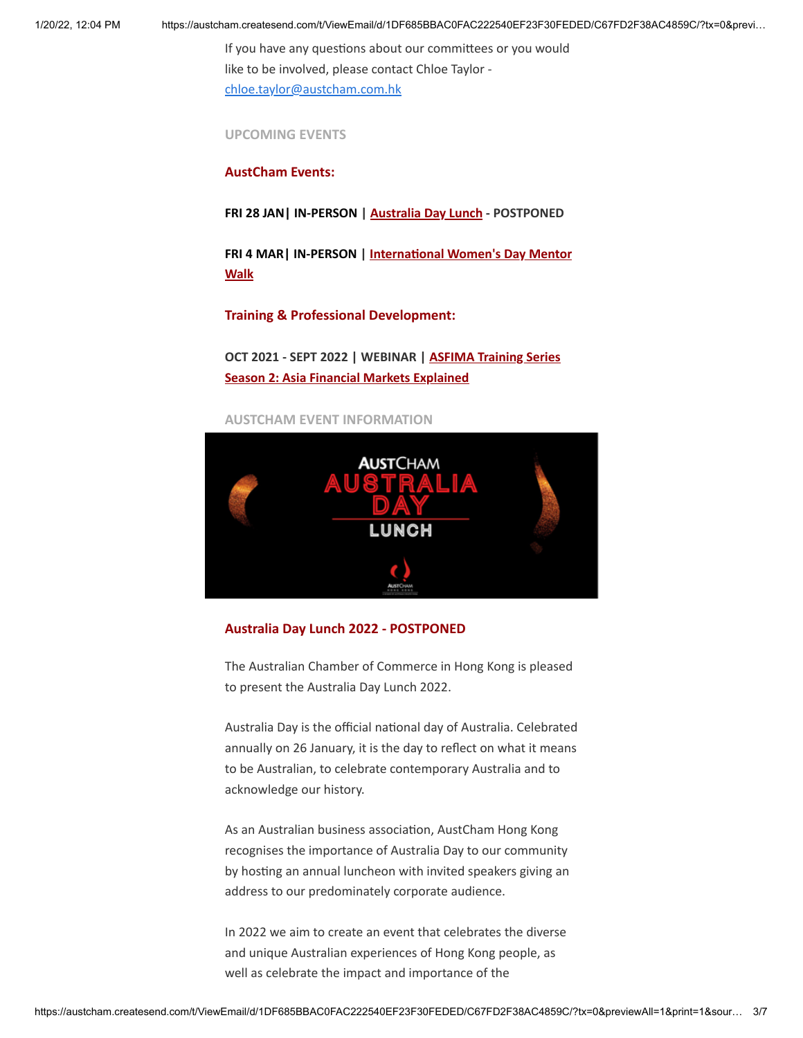If you have any questions about our committees or you would like to be involved, please contact Chloe Taylor - chloe.taylor@austcham.com.hk

UPCOMING EVENTS

**AustCham Events:**

**FRI 28 JAN| IN-PERSON | Australia Day Lunch - POSTPONED**

**FRI 4 MAR| IN-PERSON | International Women's Day Mentor Walk**

**Training & Professional Development:**

**OCT 2021 - SEPT 2022 | WEBINAR | ASFIMA Training Series Season 2: Asia Financial Markets Explained**

AUSTCHAM EVENT INFORMATION

**Australia Day Lunch 2022 - POSTPONED**

The Australian Chamber of Commerce in Hong Kong is pleased to present the Australia Day Lunch 2022.

Australia Day is the official national day of Australia. Celebrated annually on 26 January, it is the day to reflect on what it means to be Australian, to celebrate contemporary Australia and to acknowledge our history.

As an Australian business association, AustCham Hong Kong recognises the importance of Australia Day to our community by hosting an annual luncheon with invited speakers giving an address to our predominately corporate audience.

In 2022 we aim to create an event that celebrates the diverse and unique Australian experiences of Hong Kong people, as well as celebrate the impact and importance of the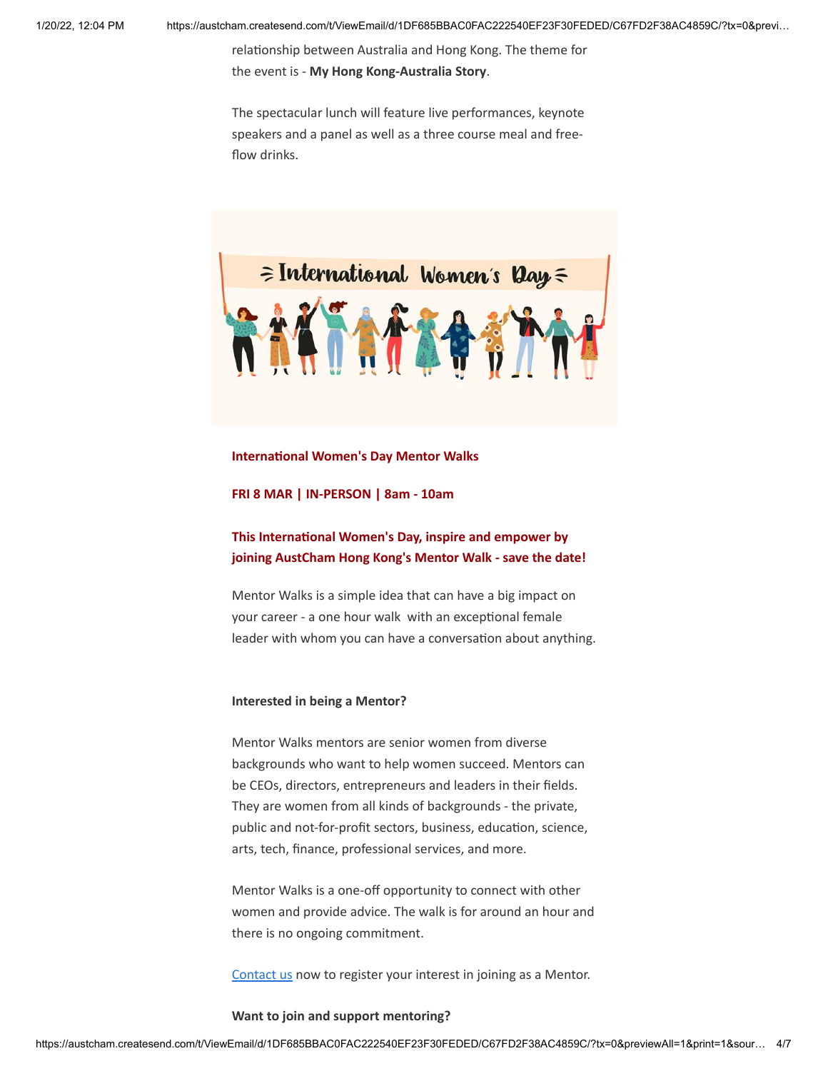relationship between Australia and Hong Kong. The theme for the event is - **My Hong Kong-Australia Story**.

The spectacular lunch will feature live performances, keynote speakers and a panel as well as a three course meal and free-flow drinks.

**International Women's Day Mentor Walks**

**FRI 8 MAR | IN-PERSON | 8am - 10am**

**This International Women's Day, inspire and empower by joining AustCham Hong Kong's Mentor Walk - save the date!**

Mentor Walks is a simple idea that can have a big impact on your career - a one hour walk with an exceptional female leader with whom you can have a conversation about anything.

**Interested in being a Mentor?**

Mentor Walks mentors are senior women from diverse backgrounds who want to help women succeed. Mentors can be CEOs, directors, entrepreneurs and leaders in their fields. They are women from all kinds of backgrounds - the private, public and not-for-profit sectors, business, education, science, arts, tech, finance, professional services, and more.

Mentor Walks is a one-off opportunity to connect with other women and provide advice. The walk is for around an hour and there is no ongoing commitment.

Contact us now to register your interest in joining as a Mentor.

**Want to join and support mentoring?**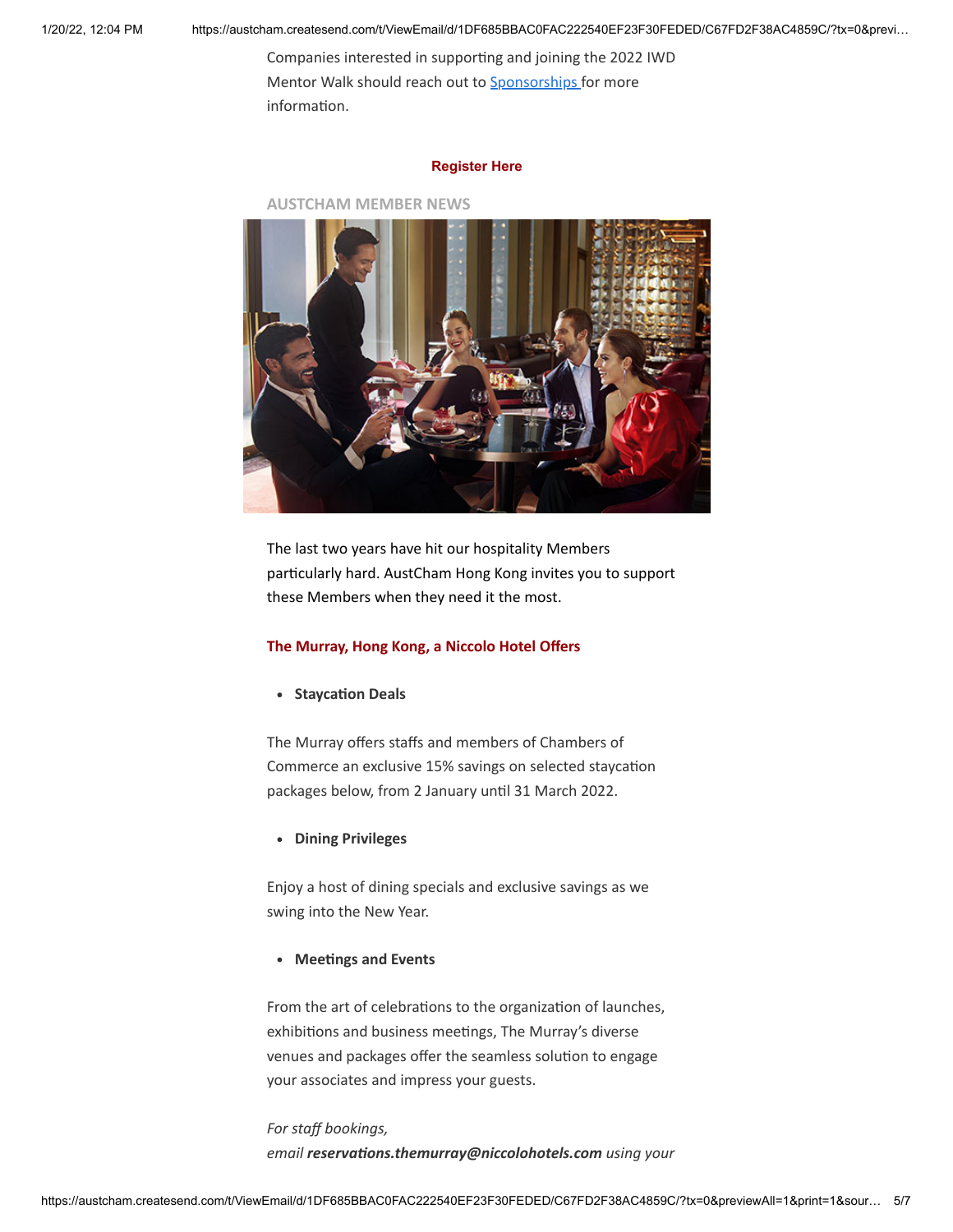Companies interested in supporting and joining the 2022 IWD Mentor Walk should reach out to Sponsorships for more information.

**Register Here**

## AUSTCHAM MEMBER NEWS

The last two years have hit our hospitality Members particularly hard. AustCham Hong Kong invites you to support these Members when they need it the most.

### The Murray, Hong Kong, a Niccolo Hotel Offers

- **Staycation Deals**

The Murray offers staffs and members of Chambers of Commerce an exclusive 15% savings on selected staycation packages below, from 2 January until 31 March 2022.

- **Dining Privileges**

Enjoy a host of dining specials and exclusive savings as we swing into the New Year.

- **Meetings and Events**

From the art of celebrations to the organization of launches, exhibitions and business meetings, The Murray's diverse venues and packages offer the seamless solution to engage your associates and impress your guests.

*For staff bookings, email* ***reservations.themurray@niccolohotels.com*** *using your*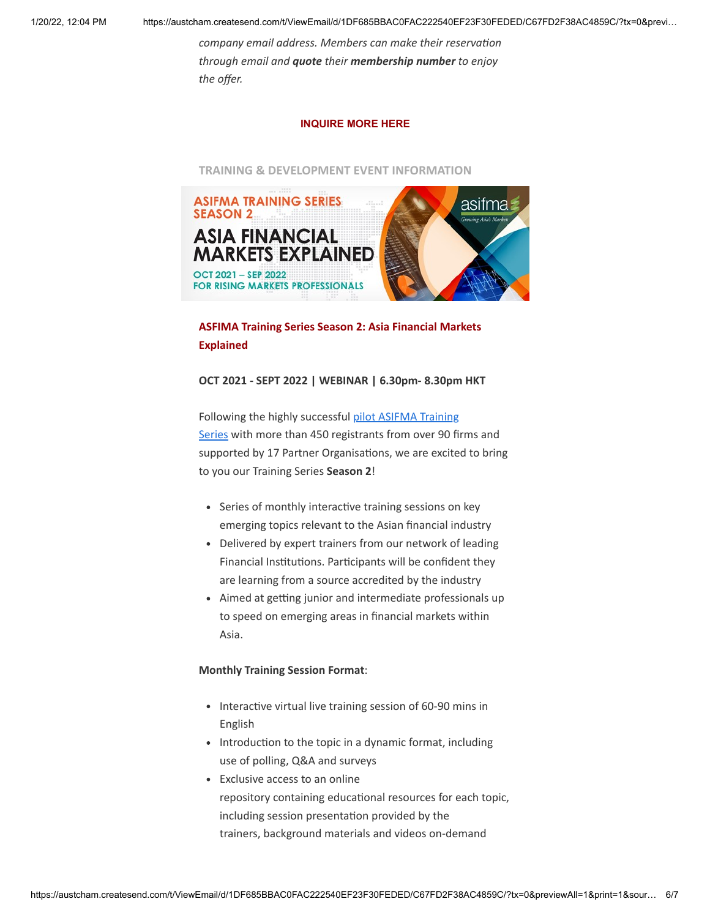*company email address. Members can make their reservation through email and **quote** their **membership number** to enjoy the offer.*

**INQUIRE MORE HERE**

TRAINING & DEVELOPMENT EVENT INFORMATION

**ASFIMA Training Series Season 2: Asia Financial Markets Explained**

**OCT 2021 - SEPT 2022 | WEBINAR | 6.30pm- 8.30pm HKT**

Following the highly successful pilot ASIFMA Training Series with more than 450 registrants from over 90 firms and supported by 17 Partner Organisations, we are excited to bring to you our Training Series **Season 2**!

- Series of monthly interactive training sessions on key emerging topics relevant to the Asian financial industry
- Delivered by expert trainers from our network of leading Financial Institutions. Participants will be confident they are learning from a source accredited by the industry
- Aimed at getting junior and intermediate professionals up to speed on emerging areas in financial markets within Asia.

**Monthly Training Session Format**:

- Interactive virtual live training session of 60-90 mins in English
- Introduction to the topic in a dynamic format, including use of polling, Q&A and surveys
- Exclusive access to an online repository containing educational resources for each topic, including session presentation provided by the trainers, background materials and videos on-demand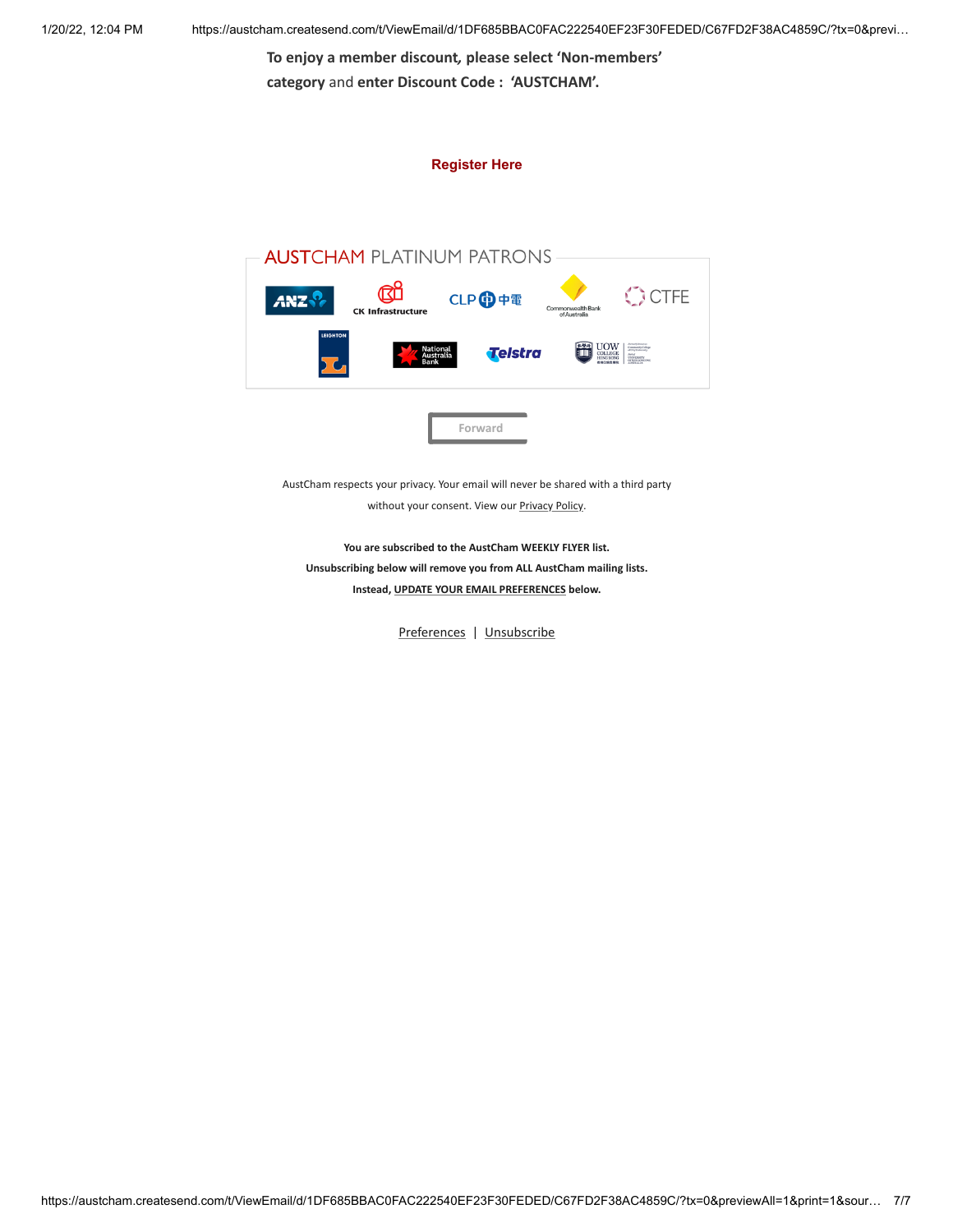**To enjoy a member discount, please select 'Non-members' category** and **enter Discount Code : 'AUSTCHAM'.**

**Register Here**

AUSTCHAM PLATINUM PATRONS

ANZ

CK Infrastructure

CLP 中電

Commonwealth Bank of Australia

CTFE

LEIGHTON

National Australia Bank

Telstra

UOW COLLEGE HONG KONG

Forward

AustCham respects your privacy. Your email will never be shared with a third party without your consent. View our Privacy Policy.

**You are subscribed to the AustCham WEEKLY FLYER list.**
**Unsubscribing below will remove you from ALL AustCham mailing lists.**
**Instead, UPDATE YOUR EMAIL PREFERENCES below.**

Preferences | Unsubscribe